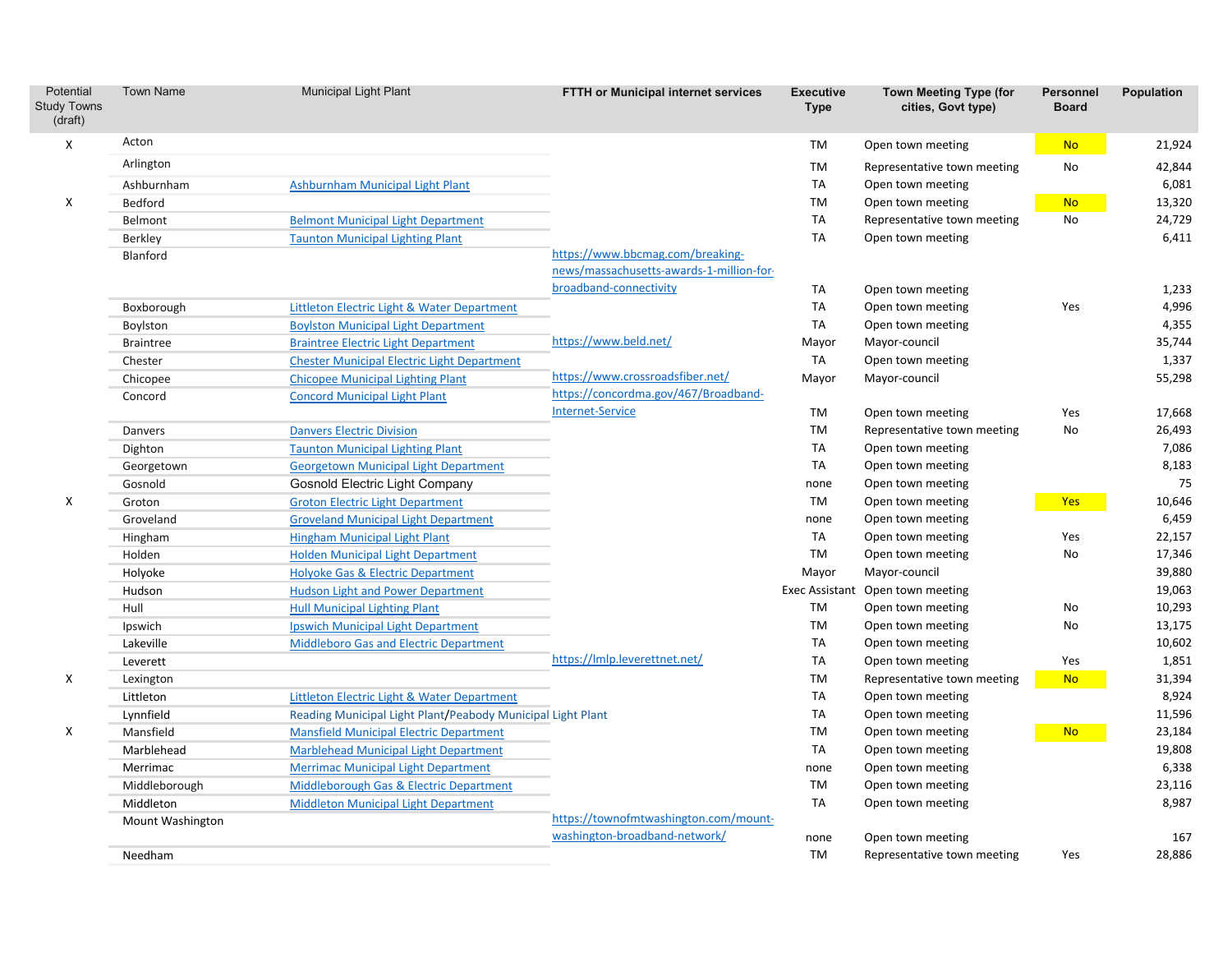| Potential Study Towns (draft) | Town Name | Municipal Light Plant | FTTH or Municipal internet services | Executive Type | Town Meeting Type (for cities, Govt type) | Personnel Board | Population |
|---|---|---|---|---|---|---|---|
| X | Acton | | | TM | Open town meeting | No | 21,924 |
| | Arlington | | | TM | Representative town meeting | No | 42,844 |
| | Ashburnham | Ashburnham Municipal Light Plant | | TA | Open town meeting | | 6,081 |
| X | Bedford | | | TM | Open town meeting | No | 13,320 |
| | Belmont | Belmont Municipal Light Department | | TA | Representative town meeting | No | 24,729 |
| | Berkley | Taunton Municipal Lighting Plant | | TA | Open town meeting | | 6,411 |
| | Blanford | | https://www.bbcmag.com/breaking-news/massachusetts-awards-1-million-for-broadband-connectivity | TA | Open town meeting | | 1,233 |
| | Boxborough | Littleton Electric Light & Water Department | | TA | Open town meeting | Yes | 4,996 |
| | Boylston | Boylston Municipal Light Department | | TA | Open town meeting | | 4,355 |
| | Braintree | Braintree Electric Light Department | https://www.beld.net/ | Mayor | Mayor-council | | 35,744 |
| | Chester | Chester Municipal Electric Light Department | | TA | Open town meeting | | 1,337 |
| | Chicopee | Chicopee Municipal Lighting Plant | https://www.crossroadsfiber.net/ | Mayor | Mayor-council | | 55,298 |
| | Concord | Concord Municipal Light Plant | https://concordma.gov/467/Broadband-Internet-Service | TM | Open town meeting | Yes | 17,668 |
| | Danvers | Danvers Electric Division | | TM | Representative town meeting | No | 26,493 |
| | Dighton | Taunton Municipal Lighting Plant | | TA | Open town meeting | | 7,086 |
| | Georgetown | Georgetown Municipal Light Department | | TA | Open town meeting | | 8,183 |
| | Gosnold | Gosnold Electric Light Company | | none | Open town meeting | | 75 |
| X | Groton | Groton Electric Light Department | | TM | Open town meeting | Yes | 10,646 |
| | Groveland | Groveland Municipal Light Department | | none | Open town meeting | | 6,459 |
| | Hingham | Hingham Municipal Light Plant | | TA | Open town meeting | Yes | 22,157 |
| | Holden | Holden Municipal Light Department | | TM | Open town meeting | No | 17,346 |
| | Holyoke | Holyoke Gas & Electric Department | | Mayor | Mayor-council | | 39,880 |
| | Hudson | Hudson Light and Power Department | | Exec Assistant | Open town meeting | | 19,063 |
| | Hull | Hull Municipal Lighting Plant | | TM | Open town meeting | No | 10,293 |
| | Ipswich | Ipswich Municipal Light Department | | TM | Open town meeting | No | 13,175 |
| | Lakeville | Middleboro Gas and Electric Department | | TA | Open town meeting | | 10,602 |
| | Leverett | | https://lmlp.leverettnet.net/ | TA | Open town meeting | Yes | 1,851 |
| X | Lexington | | | TM | Representative town meeting | No | 31,394 |
| | Littleton | Littleton Electric Light & Water Department | | TA | Open town meeting | | 8,924 |
| | Lynnfield | Reading Municipal Light Plant/Peabody Municipal Light Plant | | TA | Open town meeting | | 11,596 |
| X | Mansfield | Mansfield Municipal Electric Department | | TM | Open town meeting | No | 23,184 |
| | Marblehead | Marblehead Municipal Light Department | | TA | Open town meeting | | 19,808 |
| | Merrimac | Merrimac Municipal Light Department | | none | Open town meeting | | 6,338 |
| | Middleborough | Middleborough Gas & Electric Department | | TM | Open town meeting | | 23,116 |
| | Middleton | Middleton Municipal Light Department | | TA | Open town meeting | | 8,987 |
| | Mount Washington | | https://townofmtwashington.com/mount-washington-broadband-network/ | none | Open town meeting | | 167 |
| | Needham | | | TM | Representative town meeting | Yes | 28,886 |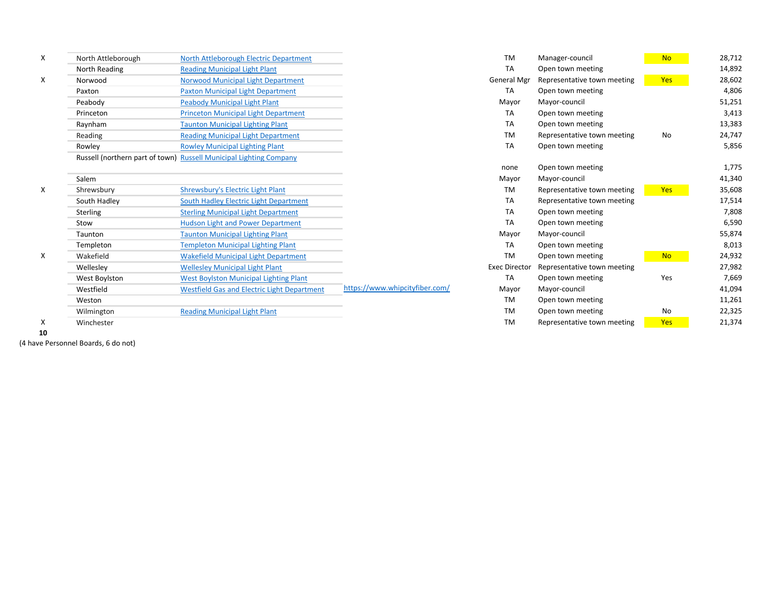| | | | | | | | |
|---|---|---|---|---|---|---|---|
| X | North Attleborough | North Attleborough Electric Department | | TM | Manager-council | No | 28,712 |
| | North Reading | Reading Municipal Light Plant | | TA | Open town meeting | | 14,892 |
| X | Norwood | Norwood Municipal Light Department | | General Mgr | Representative town meeting | Yes | 28,602 |
| | Paxton | Paxton Municipal Light Department | | TA | Open town meeting | | 4,806 |
| | Peabody | Peabody Municipal Light Plant | | Mayor | Mayor-council | | 51,251 |
| | Princeton | Princeton Municipal Light Department | | TA | Open town meeting | | 3,413 |
| | Raynham | Taunton Municipal Lighting Plant | | TA | Open town meeting | | 13,383 |
| | Reading | Reading Municipal Light Department | | TM | Representative town meeting | No | 24,747 |
| | Rowley | Rowley Municipal Lighting Plant | | TA | Open town meeting | | 5,856 |
| | Russell (northern part of town) | Russell Municipal Lighting Company | | none | Open town meeting | | 1,775 |
| | Salem | | | Mayor | Mayor-council | | 41,340 |
| X | Shrewsbury | Shrewsbury's Electric Light Plant | | TM | Representative town meeting | Yes | 35,608 |
| | South Hadley | South Hadley Electric Light Department | | TA | Representative town meeting | | 17,514 |
| | Sterling | Sterling Municipal Light Department | | TA | Open town meeting | | 7,808 |
| | Stow | Hudson Light and Power Department | | TA | Open town meeting | | 6,590 |
| | Taunton | Taunton Municipal Lighting Plant | | Mayor | Mayor-council | | 55,874 |
| | Templeton | Templeton Municipal Lighting Plant | | TA | Open town meeting | | 8,013 |
| X | Wakefield | Wakefield Municipal Light Department | | TM | Open town meeting | No | 24,932 |
| | Wellesley | Wellesley Municipal Light Plant | | Exec Director | Representative town meeting | | 27,982 |
| | West Boylston | West Boylston Municipal Lighting Plant | | TA | Open town meeting | Yes | 7,669 |
| | Westfield | Westfield Gas and Electric Light Department | https://www.whipcityfiber.com/ | Mayor | Mayor-council | | 41,094 |
| | Weston | | | TM | Open town meeting | | 11,261 |
| | Wilmington | Reading Municipal Light Plant | | TM | Open town meeting | No | 22,325 |
| X | Winchester | | | TM | Representative town meeting | Yes | 21,374 |
| **10** | | | | | | | |

(4 have Personnel Boards, 6 do not)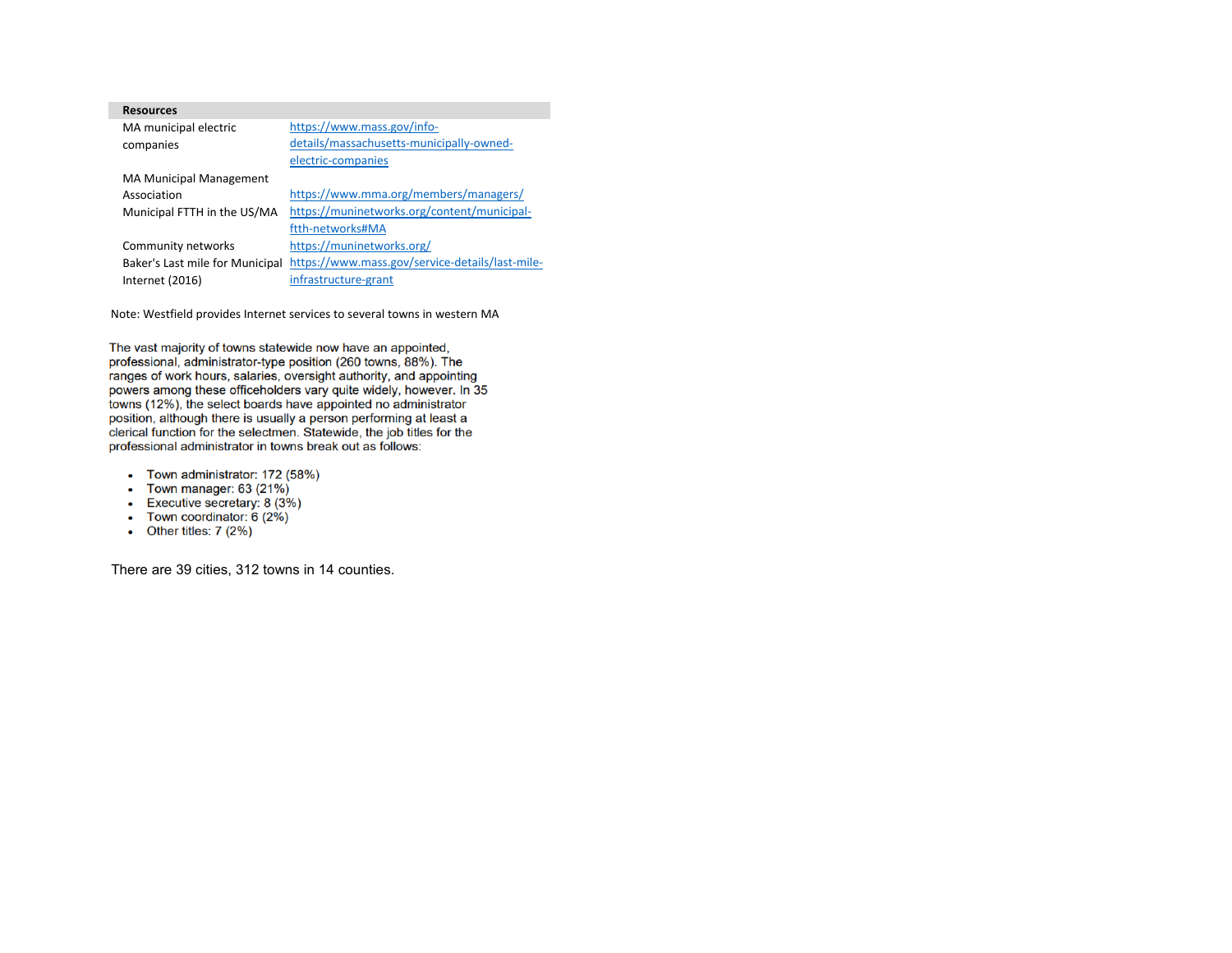| Resources | |
|---|---|
| MA municipal electric companies | https://www.mass.gov/info-details/massachusetts-municipally-owned-electric-companies |
| MA Municipal Management Association | https://www.mma.org/members/managers/ |
| Municipal FTTH in the US/MA | https://muninetworks.org/content/municipal-ftth-networks#MA |
| Community networks | https://muninetworks.org/ |
| Baker's Last mile for Municipal Internet (2016) | https://www.mass.gov/service-details/last-mile-infrastructure-grant |

Note: Westfield provides Internet services to several towns in western MA

The vast majority of towns statewide now have an appointed, professional, administrator-type position (260 towns, 88%). The ranges of work hours, salaries, oversight authority, and appointing powers among these officeholders vary quite widely, however. In 35 towns (12%), the select boards have appointed no administrator position, although there is usually a person performing at least a clerical function for the selectmen. Statewide, the job titles for the professional administrator in towns break out as follows:

- Town administrator: 172 (58%)
- Town manager: 63 (21%)
- Executive secretary: 8 (3%)
- Town coordinator: 6 (2%)
- Other titles: 7 (2%)

There are 39 cities, 312 towns in 14 counties.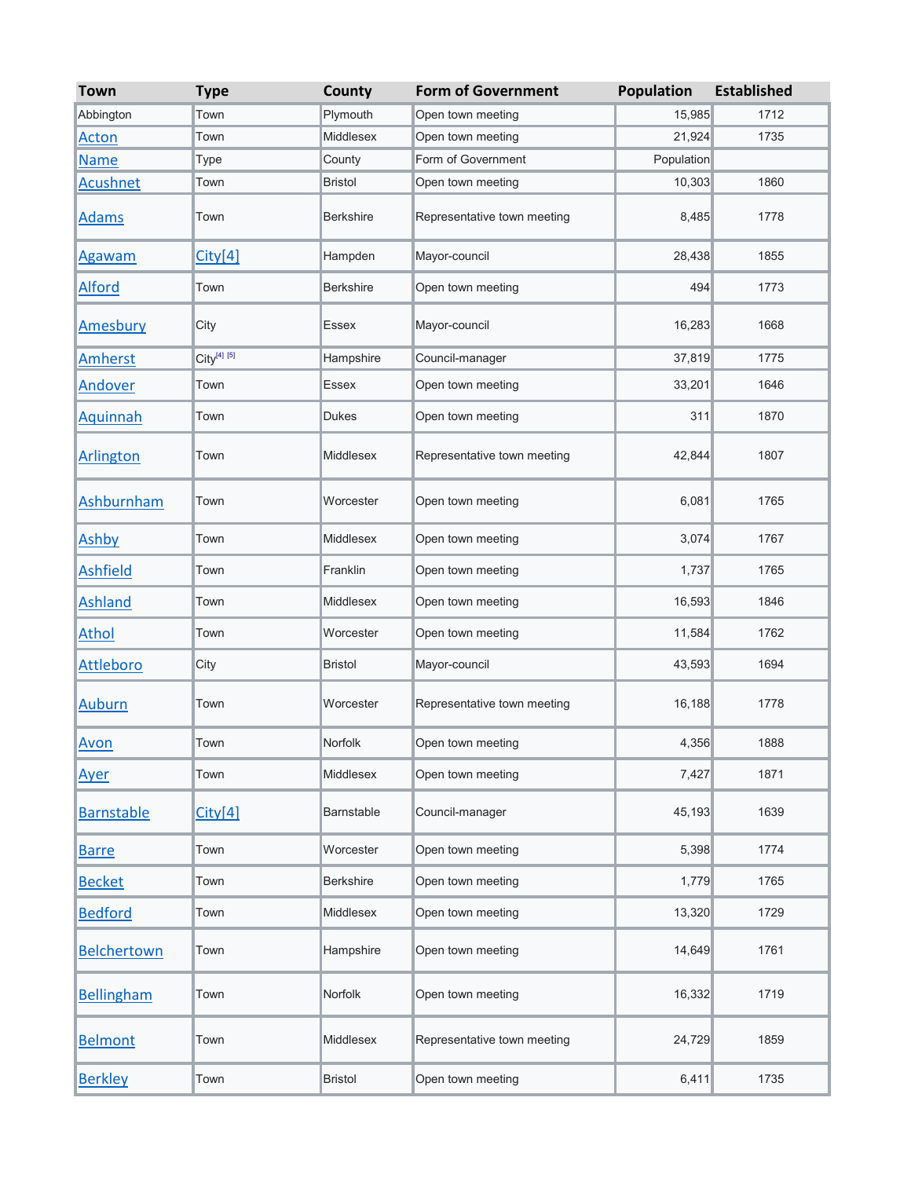| Town | Type | County | Form of Government | Population | Established |
|---|---|---|---|---|---|
| Abbington | Town | Plymouth | Open town meeting | 15,985 | 1712 |
| Acton | Town | Middlesex | Open town meeting | 21,924 | 1735 |
| Name | Type | County | Form of Government | Population | |
| Acushnet | Town | Bristol | Open town meeting | 10,303 | 1860 |
| Adams | Town | Berkshire | Representative town meeting | 8,485 | 1778 |
| Agawam | City[4] | Hampden | Mayor-council | 28,438 | 1855 |
| Alford | Town | Berkshire | Open town meeting | 494 | 1773 |
| Amesbury | City | Essex | Mayor-council | 16,283 | 1668 |
| Amherst | City[4] [5] | Hampshire | Council-manager | 37,819 | 1775 |
| Andover | Town | Essex | Open town meeting | 33,201 | 1646 |
| Aquinnah | Town | Dukes | Open town meeting | 311 | 1870 |
| Arlington | Town | Middlesex | Representative town meeting | 42,844 | 1807 |
| Ashburnham | Town | Worcester | Open town meeting | 6,081 | 1765 |
| Ashby | Town | Middlesex | Open town meeting | 3,074 | 1767 |
| Ashfield | Town | Franklin | Open town meeting | 1,737 | 1765 |
| Ashland | Town | Middlesex | Open town meeting | 16,593 | 1846 |
| Athol | Town | Worcester | Open town meeting | 11,584 | 1762 |
| Attleboro | City | Bristol | Mayor-council | 43,593 | 1694 |
| Auburn | Town | Worcester | Representative town meeting | 16,188 | 1778 |
| Avon | Town | Norfolk | Open town meeting | 4,356 | 1888 |
| Ayer | Town | Middlesex | Open town meeting | 7,427 | 1871 |
| Barnstable | City[4] | Barnstable | Council-manager | 45,193 | 1639 |
| Barre | Town | Worcester | Open town meeting | 5,398 | 1774 |
| Becket | Town | Berkshire | Open town meeting | 1,779 | 1765 |
| Bedford | Town | Middlesex | Open town meeting | 13,320 | 1729 |
| Belchertown | Town | Hampshire | Open town meeting | 14,649 | 1761 |
| Bellingham | Town | Norfolk | Open town meeting | 16,332 | 1719 |
| Belmont | Town | Middlesex | Representative town meeting | 24,729 | 1859 |
| Berkley | Town | Bristol | Open town meeting | 6,411 | 1735 |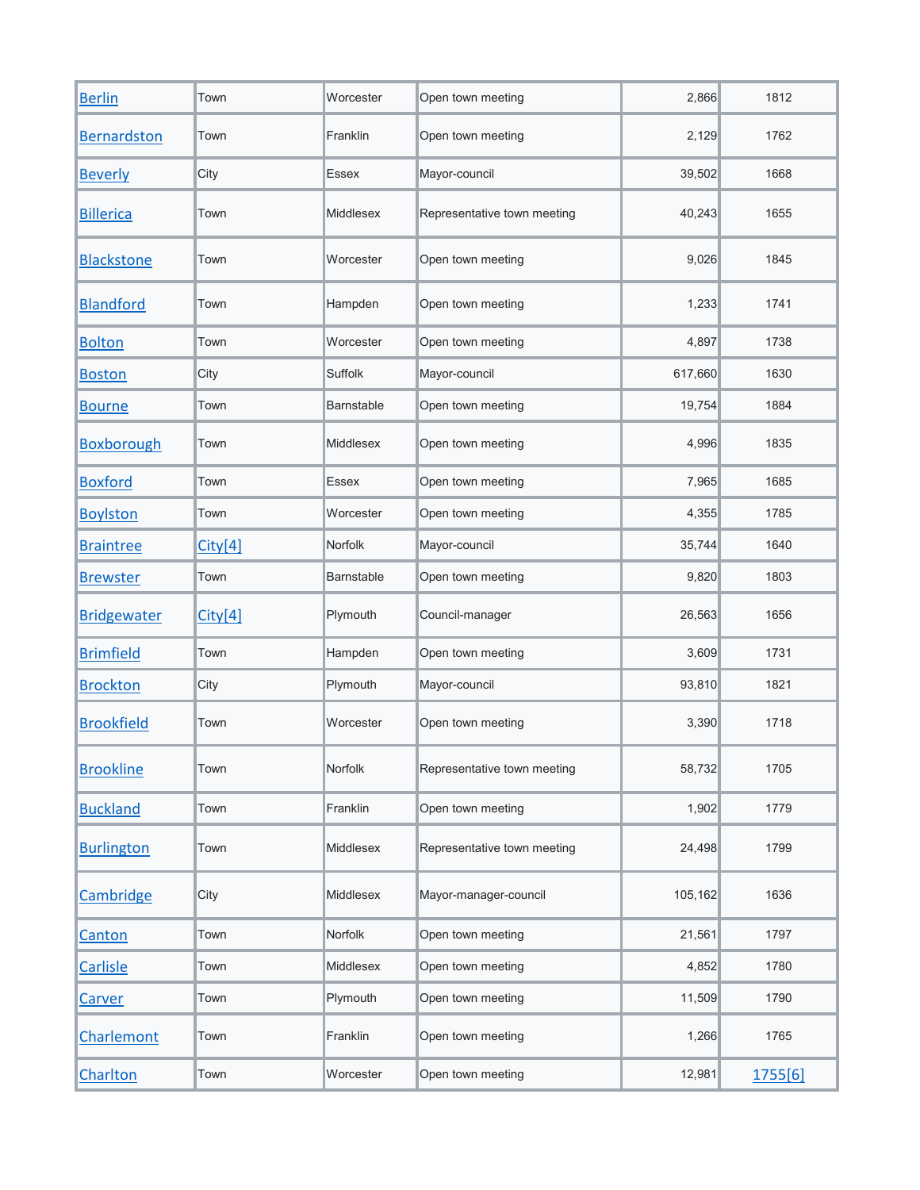| Berlin | Town | Worcester | Open town meeting | 2,866 | 1812 |
|---|---|---|---|---|---|
| Bernardston | Town | Franklin | Open town meeting | 2,129 | 1762 |
| Beverly | City | Essex | Mayor-council | 39,502 | 1668 |
| Billerica | Town | Middlesex | Representative town meeting | 40,243 | 1655 |
| Blackstone | Town | Worcester | Open town meeting | 9,026 | 1845 |
| Blandford | Town | Hampden | Open town meeting | 1,233 | 1741 |
| Bolton | Town | Worcester | Open town meeting | 4,897 | 1738 |
| Boston | City | Suffolk | Mayor-council | 617,660 | 1630 |
| Bourne | Town | Barnstable | Open town meeting | 19,754 | 1884 |
| Boxborough | Town | Middlesex | Open town meeting | 4,996 | 1835 |
| Boxford | Town | Essex | Open town meeting | 7,965 | 1685 |
| Boylston | Town | Worcester | Open town meeting | 4,355 | 1785 |
| Braintree | City[4] | Norfolk | Mayor-council | 35,744 | 1640 |
| Brewster | Town | Barnstable | Open town meeting | 9,820 | 1803 |
| Bridgewater | City[4] | Plymouth | Council-manager | 26,563 | 1656 |
| Brimfield | Town | Hampden | Open town meeting | 3,609 | 1731 |
| Brockton | City | Plymouth | Mayor-council | 93,810 | 1821 |
| Brookfield | Town | Worcester | Open town meeting | 3,390 | 1718 |
| Brookline | Town | Norfolk | Representative town meeting | 58,732 | 1705 |
| Buckland | Town | Franklin | Open town meeting | 1,902 | 1779 |
| Burlington | Town | Middlesex | Representative town meeting | 24,498 | 1799 |
| Cambridge | City | Middlesex | Mayor-manager-council | 105,162 | 1636 |
| Canton | Town | Norfolk | Open town meeting | 21,561 | 1797 |
| Carlisle | Town | Middlesex | Open town meeting | 4,852 | 1780 |
| Carver | Town | Plymouth | Open town meeting | 11,509 | 1790 |
| Charlemont | Town | Franklin | Open town meeting | 1,266 | 1765 |
| Charlton | Town | Worcester | Open town meeting | 12,981 | 1755[6] |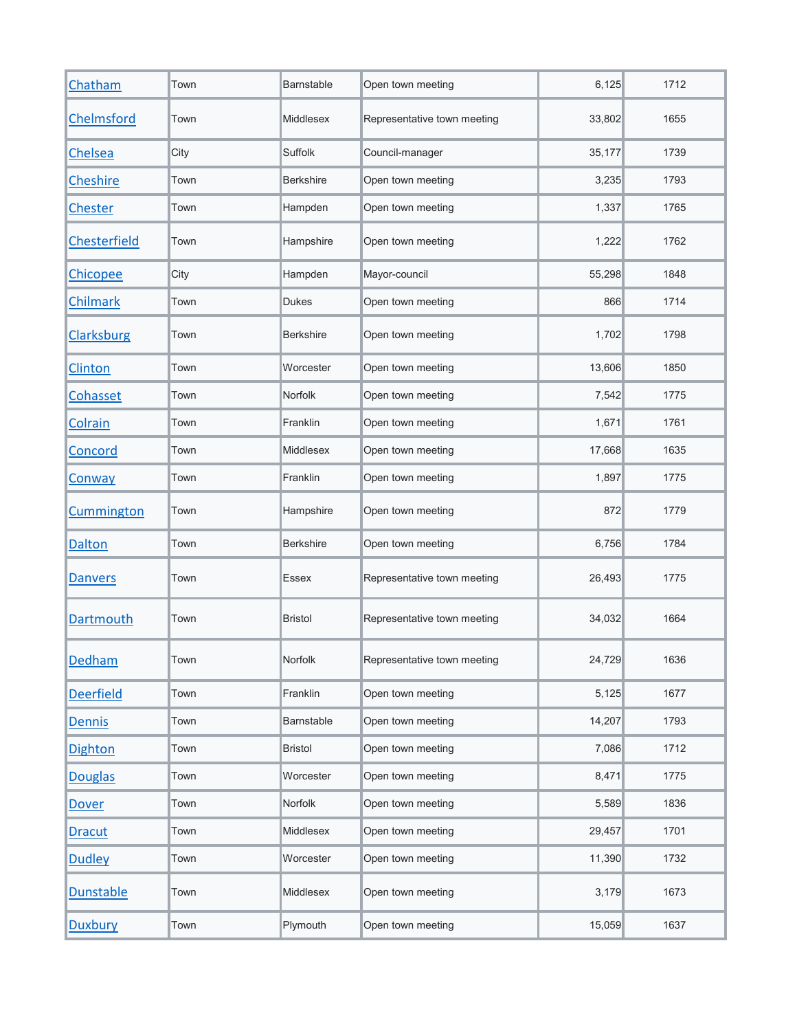| | | | | | |
|---|---|---|---|---|---|
| Chatham | Town | Barnstable | Open town meeting | 6,125 | 1712 |
| Chelmsford | Town | Middlesex | Representative town meeting | 33,802 | 1655 |
| Chelsea | City | Suffolk | Council-manager | 35,177 | 1739 |
| Cheshire | Town | Berkshire | Open town meeting | 3,235 | 1793 |
| Chester | Town | Hampden | Open town meeting | 1,337 | 1765 |
| Chesterfield | Town | Hampshire | Open town meeting | 1,222 | 1762 |
| Chicopee | City | Hampden | Mayor-council | 55,298 | 1848 |
| Chilmark | Town | Dukes | Open town meeting | 866 | 1714 |
| Clarksburg | Town | Berkshire | Open town meeting | 1,702 | 1798 |
| Clinton | Town | Worcester | Open town meeting | 13,606 | 1850 |
| Cohasset | Town | Norfolk | Open town meeting | 7,542 | 1775 |
| Colrain | Town | Franklin | Open town meeting | 1,671 | 1761 |
| Concord | Town | Middlesex | Open town meeting | 17,668 | 1635 |
| Conway | Town | Franklin | Open town meeting | 1,897 | 1775 |
| Cummington | Town | Hampshire | Open town meeting | 872 | 1779 |
| Dalton | Town | Berkshire | Open town meeting | 6,756 | 1784 |
| Danvers | Town | Essex | Representative town meeting | 26,493 | 1775 |
| Dartmouth | Town | Bristol | Representative town meeting | 34,032 | 1664 |
| Dedham | Town | Norfolk | Representative town meeting | 24,729 | 1636 |
| Deerfield | Town | Franklin | Open town meeting | 5,125 | 1677 |
| Dennis | Town | Barnstable | Open town meeting | 14,207 | 1793 |
| Dighton | Town | Bristol | Open town meeting | 7,086 | 1712 |
| Douglas | Town | Worcester | Open town meeting | 8,471 | 1775 |
| Dover | Town | Norfolk | Open town meeting | 5,589 | 1836 |
| Dracut | Town | Middlesex | Open town meeting | 29,457 | 1701 |
| Dudley | Town | Worcester | Open town meeting | 11,390 | 1732 |
| Dunstable | Town | Middlesex | Open town meeting | 3,179 | 1673 |
| Duxbury | Town | Plymouth | Open town meeting | 15,059 | 1637 |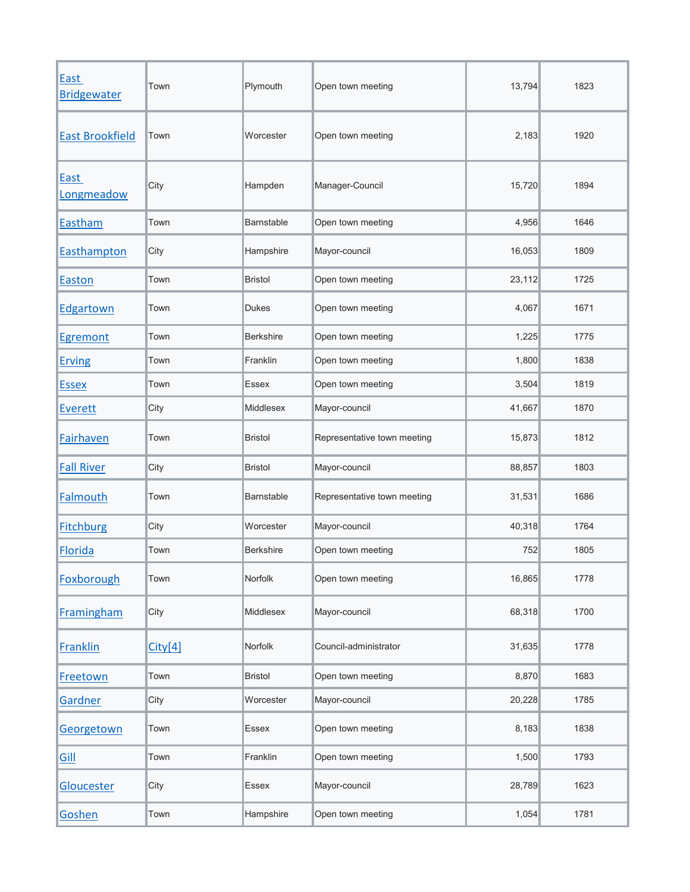| East Bridgewater | Town | Plymouth | Open town meeting | 13,794 | 1823 |
|---|---|---|---|---|---|
| East Brookfield | Town | Worcester | Open town meeting | 2,183 | 1920 |
| East Longmeadow | City | Hampden | Manager-Council | 15,720 | 1894 |
| Eastham | Town | Barnstable | Open town meeting | 4,956 | 1646 |
| Easthampton | City | Hampshire | Mayor-council | 16,053 | 1809 |
| Easton | Town | Bristol | Open town meeting | 23,112 | 1725 |
| Edgartown | Town | Dukes | Open town meeting | 4,067 | 1671 |
| Egremont | Town | Berkshire | Open town meeting | 1,225 | 1775 |
| Erving | Town | Franklin | Open town meeting | 1,800 | 1838 |
| Essex | Town | Essex | Open town meeting | 3,504 | 1819 |
| Everett | City | Middlesex | Mayor-council | 41,667 | 1870 |
| Fairhaven | Town | Bristol | Representative town meeting | 15,873 | 1812 |
| Fall River | City | Bristol | Mayor-council | 88,857 | 1803 |
| Falmouth | Town | Barnstable | Representative town meeting | 31,531 | 1686 |
| Fitchburg | City | Worcester | Mayor-council | 40,318 | 1764 |
| Florida | Town | Berkshire | Open town meeting | 752 | 1805 |
| Foxborough | Town | Norfolk | Open town meeting | 16,865 | 1778 |
| Framingham | City | Middlesex | Mayor-council | 68,318 | 1700 |
| Franklin | City[4] | Norfolk | Council-administrator | 31,635 | 1778 |
| Freetown | Town | Bristol | Open town meeting | 8,870 | 1683 |
| Gardner | City | Worcester | Mayor-council | 20,228 | 1785 |
| Georgetown | Town | Essex | Open town meeting | 8,183 | 1838 |
| Gill | Town | Franklin | Open town meeting | 1,500 | 1793 |
| Gloucester | City | Essex | Mayor-council | 28,789 | 1623 |
| Goshen | Town | Hampshire | Open town meeting | 1,054 | 1781 |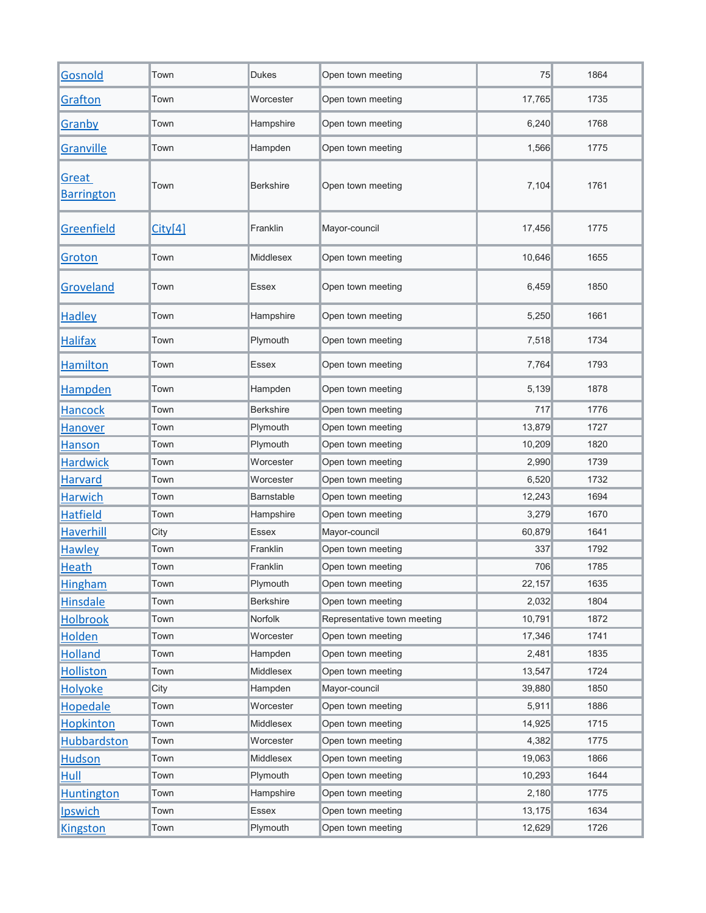| | | | | | |
|---|---|---|---|---|---|
| Gosnold | Town | Dukes | Open town meeting | 75 | 1864 |
| Grafton | Town | Worcester | Open town meeting | 17,765 | 1735 |
| Granby | Town | Hampshire | Open town meeting | 6,240 | 1768 |
| Granville | Town | Hampden | Open town meeting | 1,566 | 1775 |
| Great Barrington | Town | Berkshire | Open town meeting | 7,104 | 1761 |
| Greenfield | City[4] | Franklin | Mayor-council | 17,456 | 1775 |
| Groton | Town | Middlesex | Open town meeting | 10,646 | 1655 |
| Groveland | Town | Essex | Open town meeting | 6,459 | 1850 |
| Hadley | Town | Hampshire | Open town meeting | 5,250 | 1661 |
| Halifax | Town | Plymouth | Open town meeting | 7,518 | 1734 |
| Hamilton | Town | Essex | Open town meeting | 7,764 | 1793 |
| Hampden | Town | Hampden | Open town meeting | 5,139 | 1878 |
| Hancock | Town | Berkshire | Open town meeting | 717 | 1776 |
| Hanover | Town | Plymouth | Open town meeting | 13,879 | 1727 |
| Hanson | Town | Plymouth | Open town meeting | 10,209 | 1820 |
| Hardwick | Town | Worcester | Open town meeting | 2,990 | 1739 |
| Harvard | Town | Worcester | Open town meeting | 6,520 | 1732 |
| Harwich | Town | Barnstable | Open town meeting | 12,243 | 1694 |
| Hatfield | Town | Hampshire | Open town meeting | 3,279 | 1670 |
| Haverhill | City | Essex | Mayor-council | 60,879 | 1641 |
| Hawley | Town | Franklin | Open town meeting | 337 | 1792 |
| Heath | Town | Franklin | Open town meeting | 706 | 1785 |
| Hingham | Town | Plymouth | Open town meeting | 22,157 | 1635 |
| Hinsdale | Town | Berkshire | Open town meeting | 2,032 | 1804 |
| Holbrook | Town | Norfolk | Representative town meeting | 10,791 | 1872 |
| Holden | Town | Worcester | Open town meeting | 17,346 | 1741 |
| Holland | Town | Hampden | Open town meeting | 2,481 | 1835 |
| Holliston | Town | Middlesex | Open town meeting | 13,547 | 1724 |
| Holyoke | City | Hampden | Mayor-council | 39,880 | 1850 |
| Hopedale | Town | Worcester | Open town meeting | 5,911 | 1886 |
| Hopkinton | Town | Middlesex | Open town meeting | 14,925 | 1715 |
| Hubbardston | Town | Worcester | Open town meeting | 4,382 | 1775 |
| Hudson | Town | Middlesex | Open town meeting | 19,063 | 1866 |
| Hull | Town | Plymouth | Open town meeting | 10,293 | 1644 |
| Huntington | Town | Hampshire | Open town meeting | 2,180 | 1775 |
| Ipswich | Town | Essex | Open town meeting | 13,175 | 1634 |
| Kingston | Town | Plymouth | Open town meeting | 12,629 | 1726 |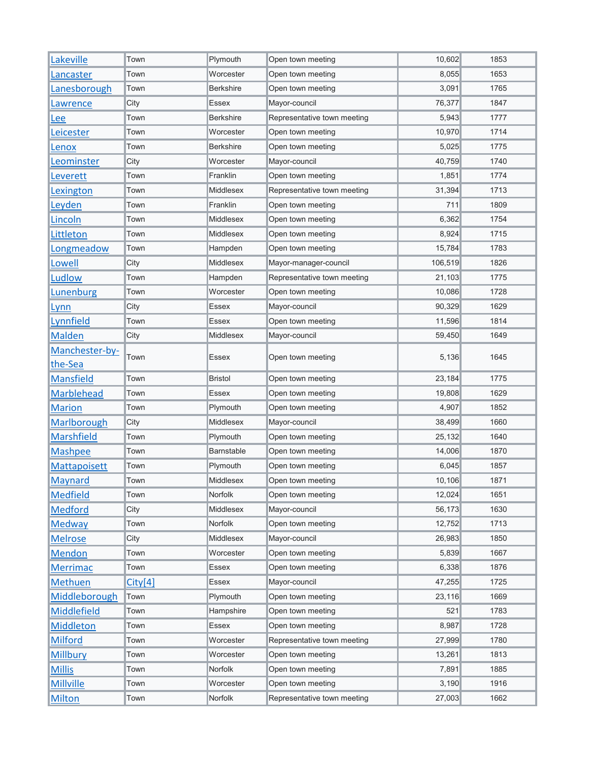| | | | | | |
|---|---|---|---|---|---|
| Lakeville | Town | Plymouth | Open town meeting | 10,602 | 1853 |
| Lancaster | Town | Worcester | Open town meeting | 8,055 | 1653 |
| Lanesborough | Town | Berkshire | Open town meeting | 3,091 | 1765 |
| Lawrence | City | Essex | Mayor-council | 76,377 | 1847 |
| Lee | Town | Berkshire | Representative town meeting | 5,943 | 1777 |
| Leicester | Town | Worcester | Open town meeting | 10,970 | 1714 |
| Lenox | Town | Berkshire | Open town meeting | 5,025 | 1775 |
| Leominster | City | Worcester | Mayor-council | 40,759 | 1740 |
| Leverett | Town | Franklin | Open town meeting | 1,851 | 1774 |
| Lexington | Town | Middlesex | Representative town meeting | 31,394 | 1713 |
| Leyden | Town | Franklin | Open town meeting | 711 | 1809 |
| Lincoln | Town | Middlesex | Open town meeting | 6,362 | 1754 |
| Littleton | Town | Middlesex | Open town meeting | 8,924 | 1715 |
| Longmeadow | Town | Hampden | Open town meeting | 15,784 | 1783 |
| Lowell | City | Middlesex | Mayor-manager-council | 106,519 | 1826 |
| Ludlow | Town | Hampden | Representative town meeting | 21,103 | 1775 |
| Lunenburg | Town | Worcester | Open town meeting | 10,086 | 1728 |
| Lynn | City | Essex | Mayor-council | 90,329 | 1629 |
| Lynnfield | Town | Essex | Open town meeting | 11,596 | 1814 |
| Malden | City | Middlesex | Mayor-council | 59,450 | 1649 |
| Manchester-by-the-Sea | Town | Essex | Open town meeting | 5,136 | 1645 |
| Mansfield | Town | Bristol | Open town meeting | 23,184 | 1775 |
| Marblehead | Town | Essex | Open town meeting | 19,808 | 1629 |
| Marion | Town | Plymouth | Open town meeting | 4,907 | 1852 |
| Marlborough | City | Middlesex | Mayor-council | 38,499 | 1660 |
| Marshfield | Town | Plymouth | Open town meeting | 25,132 | 1640 |
| Mashpee | Town | Barnstable | Open town meeting | 14,006 | 1870 |
| Mattapoisett | Town | Plymouth | Open town meeting | 6,045 | 1857 |
| Maynard | Town | Middlesex | Open town meeting | 10,106 | 1871 |
| Medfield | Town | Norfolk | Open town meeting | 12,024 | 1651 |
| Medford | City | Middlesex | Mayor-council | 56,173 | 1630 |
| Medway | Town | Norfolk | Open town meeting | 12,752 | 1713 |
| Melrose | City | Middlesex | Mayor-council | 26,983 | 1850 |
| Mendon | Town | Worcester | Open town meeting | 5,839 | 1667 |
| Merrimac | Town | Essex | Open town meeting | 6,338 | 1876 |
| Methuen | City[4] | Essex | Mayor-council | 47,255 | 1725 |
| Middleborough | Town | Plymouth | Open town meeting | 23,116 | 1669 |
| Middlefield | Town | Hampshire | Open town meeting | 521 | 1783 |
| Middleton | Town | Essex | Open town meeting | 8,987 | 1728 |
| Milford | Town | Worcester | Representative town meeting | 27,999 | 1780 |
| Millbury | Town | Worcester | Open town meeting | 13,261 | 1813 |
| Millis | Town | Norfolk | Open town meeting | 7,891 | 1885 |
| Millville | Town | Worcester | Open town meeting | 3,190 | 1916 |
| Milton | Town | Norfolk | Representative town meeting | 27,003 | 1662 |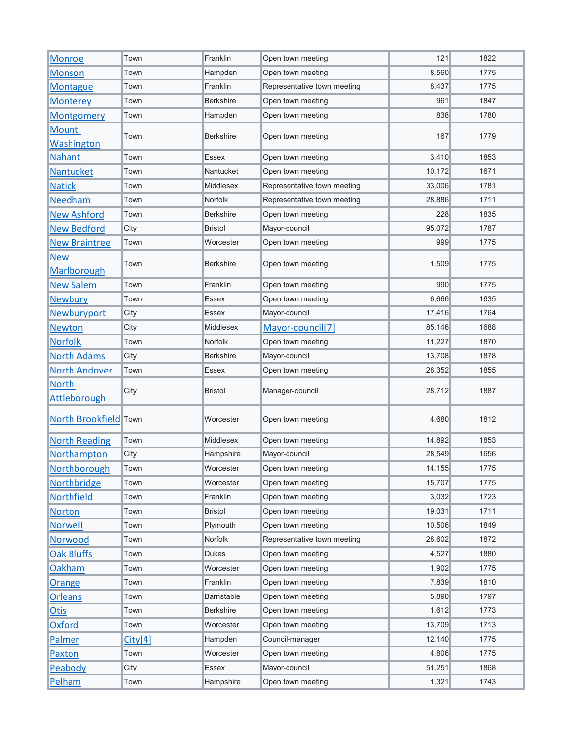| Monroe | Town | Franklin | Open town meeting | 121 | 1822 |
|---|---|---|---|---|---|
| Monson | Town | Hampden | Open town meeting | 8,560 | 1775 |
| Montague | Town | Franklin | Representative town meeting | 8,437 | 1775 |
| Monterey | Town | Berkshire | Open town meeting | 961 | 1847 |
| Montgomery | Town | Hampden | Open town meeting | 838 | 1780 |
| Mount Washington | Town | Berkshire | Open town meeting | 167 | 1779 |
| Nahant | Town | Essex | Open town meeting | 3,410 | 1853 |
| Nantucket | Town | Nantucket | Open town meeting | 10,172 | 1671 |
| Natick | Town | Middlesex | Representative town meeting | 33,006 | 1781 |
| Needham | Town | Norfolk | Representative town meeting | 28,886 | 1711 |
| New Ashford | Town | Berkshire | Open town meeting | 228 | 1835 |
| New Bedford | City | Bristol | Mayor-council | 95,072 | 1787 |
| New Braintree | Town | Worcester | Open town meeting | 999 | 1775 |
| New Marlborough | Town | Berkshire | Open town meeting | 1,509 | 1775 |
| New Salem | Town | Franklin | Open town meeting | 990 | 1775 |
| Newbury | Town | Essex | Open town meeting | 6,666 | 1635 |
| Newburyport | City | Essex | Mayor-council | 17,416 | 1764 |
| Newton | City | Middlesex | Mayor-council[7] | 85,146 | 1688 |
| Norfolk | Town | Norfolk | Open town meeting | 11,227 | 1870 |
| North Adams | City | Berkshire | Mayor-council | 13,708 | 1878 |
| North Andover | Town | Essex | Open town meeting | 28,352 | 1855 |
| North Attleborough | City | Bristol | Manager-council | 28,712 | 1887 |
| North Brookfield | Town | Worcester | Open town meeting | 4,680 | 1812 |
| North Reading | Town | Middlesex | Open town meeting | 14,892 | 1853 |
| Northampton | City | Hampshire | Mayor-council | 28,549 | 1656 |
| Northborough | Town | Worcester | Open town meeting | 14,155 | 1775 |
| Northbridge | Town | Worcester | Open town meeting | 15,707 | 1775 |
| Northfield | Town | Franklin | Open town meeting | 3,032 | 1723 |
| Norton | Town | Bristol | Open town meeting | 19,031 | 1711 |
| Norwell | Town | Plymouth | Open town meeting | 10,506 | 1849 |
| Norwood | Town | Norfolk | Representative town meeting | 28,602 | 1872 |
| Oak Bluffs | Town | Dukes | Open town meeting | 4,527 | 1880 |
| Oakham | Town | Worcester | Open town meeting | 1,902 | 1775 |
| Orange | Town | Franklin | Open town meeting | 7,839 | 1810 |
| Orleans | Town | Barnstable | Open town meeting | 5,890 | 1797 |
| Otis | Town | Berkshire | Open town meeting | 1,612 | 1773 |
| Oxford | Town | Worcester | Open town meeting | 13,709 | 1713 |
| Palmer | City[4] | Hampden | Council-manager | 12,140 | 1775 |
| Paxton | Town | Worcester | Open town meeting | 4,806 | 1775 |
| Peabody | City | Essex | Mayor-council | 51,251 | 1868 |
| Pelham | Town | Hampshire | Open town meeting | 1,321 | 1743 |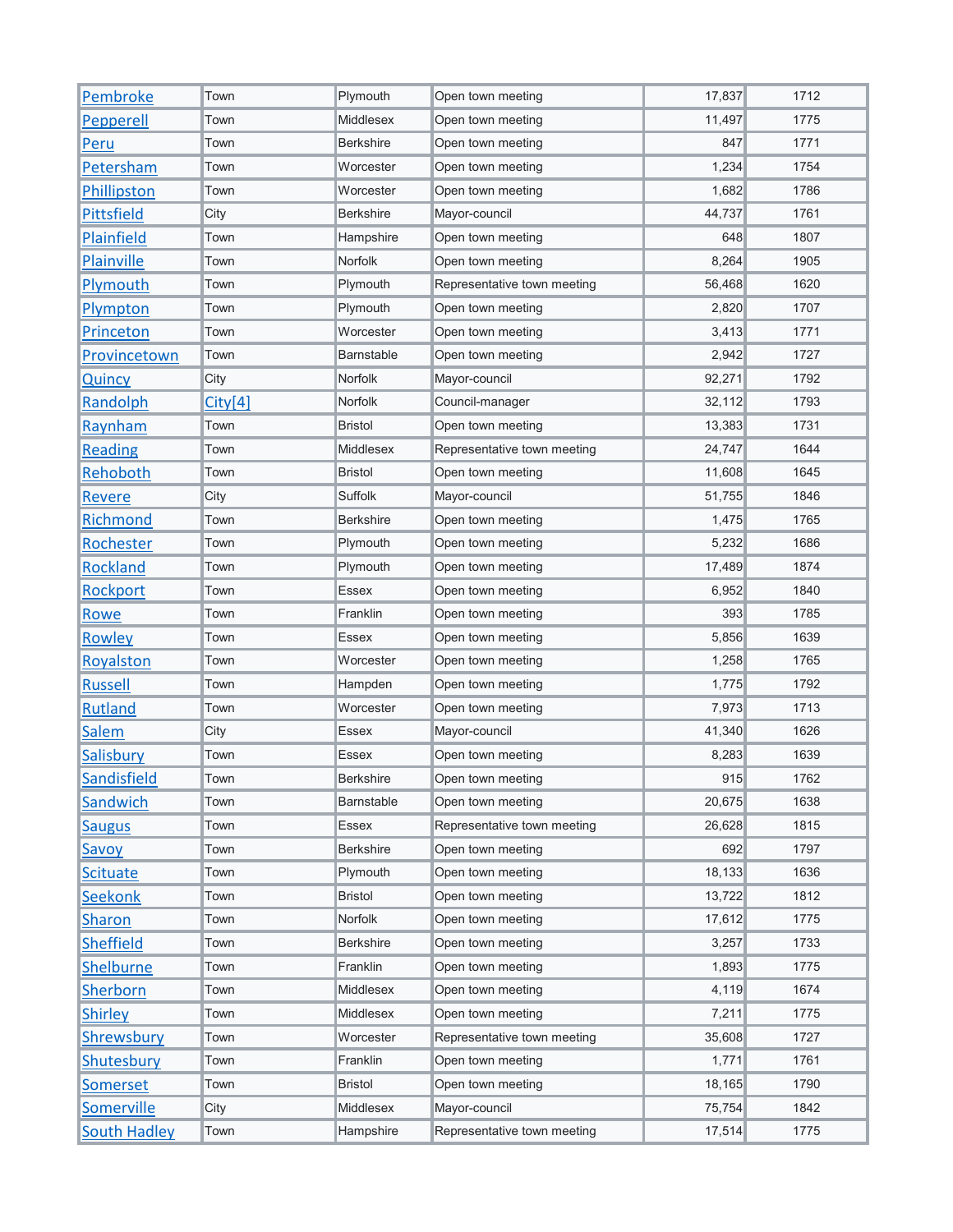| Pembroke | Town | Plymouth | Open town meeting | 17,837 | 1712 |
|---|---|---|---|---|---|
| Pepperell | Town | Middlesex | Open town meeting | 11,497 | 1775 |
| Peru | Town | Berkshire | Open town meeting | 847 | 1771 |
| Petersham | Town | Worcester | Open town meeting | 1,234 | 1754 |
| Phillipston | Town | Worcester | Open town meeting | 1,682 | 1786 |
| Pittsfield | City | Berkshire | Mayor-council | 44,737 | 1761 |
| Plainfield | Town | Hampshire | Open town meeting | 648 | 1807 |
| Plainville | Town | Norfolk | Open town meeting | 8,264 | 1905 |
| Plymouth | Town | Plymouth | Representative town meeting | 56,468 | 1620 |
| Plympton | Town | Plymouth | Open town meeting | 2,820 | 1707 |
| Princeton | Town | Worcester | Open town meeting | 3,413 | 1771 |
| Provincetown | Town | Barnstable | Open town meeting | 2,942 | 1727 |
| Quincy | City | Norfolk | Mayor-council | 92,271 | 1792 |
| Randolph | City[4] | Norfolk | Council-manager | 32,112 | 1793 |
| Raynham | Town | Bristol | Open town meeting | 13,383 | 1731 |
| Reading | Town | Middlesex | Representative town meeting | 24,747 | 1644 |
| Rehoboth | Town | Bristol | Open town meeting | 11,608 | 1645 |
| Revere | City | Suffolk | Mayor-council | 51,755 | 1846 |
| Richmond | Town | Berkshire | Open town meeting | 1,475 | 1765 |
| Rochester | Town | Plymouth | Open town meeting | 5,232 | 1686 |
| Rockland | Town | Plymouth | Open town meeting | 17,489 | 1874 |
| Rockport | Town | Essex | Open town meeting | 6,952 | 1840 |
| Rowe | Town | Franklin | Open town meeting | 393 | 1785 |
| Rowley | Town | Essex | Open town meeting | 5,856 | 1639 |
| Royalston | Town | Worcester | Open town meeting | 1,258 | 1765 |
| Russell | Town | Hampden | Open town meeting | 1,775 | 1792 |
| Rutland | Town | Worcester | Open town meeting | 7,973 | 1713 |
| Salem | City | Essex | Mayor-council | 41,340 | 1626 |
| Salisbury | Town | Essex | Open town meeting | 8,283 | 1639 |
| Sandisfield | Town | Berkshire | Open town meeting | 915 | 1762 |
| Sandwich | Town | Barnstable | Open town meeting | 20,675 | 1638 |
| Saugus | Town | Essex | Representative town meeting | 26,628 | 1815 |
| Savoy | Town | Berkshire | Open town meeting | 692 | 1797 |
| Scituate | Town | Plymouth | Open town meeting | 18,133 | 1636 |
| Seekonk | Town | Bristol | Open town meeting | 13,722 | 1812 |
| Sharon | Town | Norfolk | Open town meeting | 17,612 | 1775 |
| Sheffield | Town | Berkshire | Open town meeting | 3,257 | 1733 |
| Shelburne | Town | Franklin | Open town meeting | 1,893 | 1775 |
| Sherborn | Town | Middlesex | Open town meeting | 4,119 | 1674 |
| Shirley | Town | Middlesex | Open town meeting | 7,211 | 1775 |
| Shrewsbury | Town | Worcester | Representative town meeting | 35,608 | 1727 |
| Shutesbury | Town | Franklin | Open town meeting | 1,771 | 1761 |
| Somerset | Town | Bristol | Open town meeting | 18,165 | 1790 |
| Somerville | City | Middlesex | Mayor-council | 75,754 | 1842 |
| South Hadley | Town | Hampshire | Representative town meeting | 17,514 | 1775 |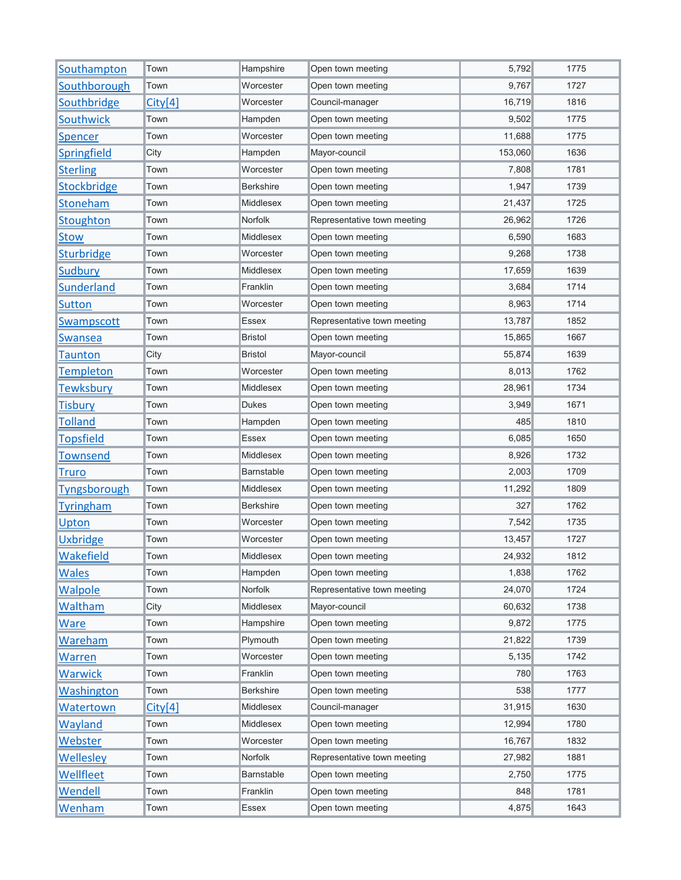| Southampton | Town | Hampshire | Open town meeting | 5,792 | 1775 |
|---|---|---|---|---|---|
| Southborough | Town | Worcester | Open town meeting | 9,767 | 1727 |
| Southbridge | City[4] | Worcester | Council-manager | 16,719 | 1816 |
| Southwick | Town | Hampden | Open town meeting | 9,502 | 1775 |
| Spencer | Town | Worcester | Open town meeting | 11,688 | 1775 |
| Springfield | City | Hampden | Mayor-council | 153,060 | 1636 |
| Sterling | Town | Worcester | Open town meeting | 7,808 | 1781 |
| Stockbridge | Town | Berkshire | Open town meeting | 1,947 | 1739 |
| Stoneham | Town | Middlesex | Open town meeting | 21,437 | 1725 |
| Stoughton | Town | Norfolk | Representative town meeting | 26,962 | 1726 |
| Stow | Town | Middlesex | Open town meeting | 6,590 | 1683 |
| Sturbridge | Town | Worcester | Open town meeting | 9,268 | 1738 |
| Sudbury | Town | Middlesex | Open town meeting | 17,659 | 1639 |
| Sunderland | Town | Franklin | Open town meeting | 3,684 | 1714 |
| Sutton | Town | Worcester | Open town meeting | 8,963 | 1714 |
| Swampscott | Town | Essex | Representative town meeting | 13,787 | 1852 |
| Swansea | Town | Bristol | Open town meeting | 15,865 | 1667 |
| Taunton | City | Bristol | Mayor-council | 55,874 | 1639 |
| Templeton | Town | Worcester | Open town meeting | 8,013 | 1762 |
| Tewksbury | Town | Middlesex | Open town meeting | 28,961 | 1734 |
| Tisbury | Town | Dukes | Open town meeting | 3,949 | 1671 |
| Tolland | Town | Hampden | Open town meeting | 485 | 1810 |
| Topsfield | Town | Essex | Open town meeting | 6,085 | 1650 |
| Townsend | Town | Middlesex | Open town meeting | 8,926 | 1732 |
| Truro | Town | Barnstable | Open town meeting | 2,003 | 1709 |
| Tyngsborough | Town | Middlesex | Open town meeting | 11,292 | 1809 |
| Tyringham | Town | Berkshire | Open town meeting | 327 | 1762 |
| Upton | Town | Worcester | Open town meeting | 7,542 | 1735 |
| Uxbridge | Town | Worcester | Open town meeting | 13,457 | 1727 |
| Wakefield | Town | Middlesex | Open town meeting | 24,932 | 1812 |
| Wales | Town | Hampden | Open town meeting | 1,838 | 1762 |
| Walpole | Town | Norfolk | Representative town meeting | 24,070 | 1724 |
| Waltham | City | Middlesex | Mayor-council | 60,632 | 1738 |
| Ware | Town | Hampshire | Open town meeting | 9,872 | 1775 |
| Wareham | Town | Plymouth | Open town meeting | 21,822 | 1739 |
| Warren | Town | Worcester | Open town meeting | 5,135 | 1742 |
| Warwick | Town | Franklin | Open town meeting | 780 | 1763 |
| Washington | Town | Berkshire | Open town meeting | 538 | 1777 |
| Watertown | City[4] | Middlesex | Council-manager | 31,915 | 1630 |
| Wayland | Town | Middlesex | Open town meeting | 12,994 | 1780 |
| Webster | Town | Worcester | Open town meeting | 16,767 | 1832 |
| Wellesley | Town | Norfolk | Representative town meeting | 27,982 | 1881 |
| Wellfleet | Town | Barnstable | Open town meeting | 2,750 | 1775 |
| Wendell | Town | Franklin | Open town meeting | 848 | 1781 |
| Wenham | Town | Essex | Open town meeting | 4,875 | 1643 |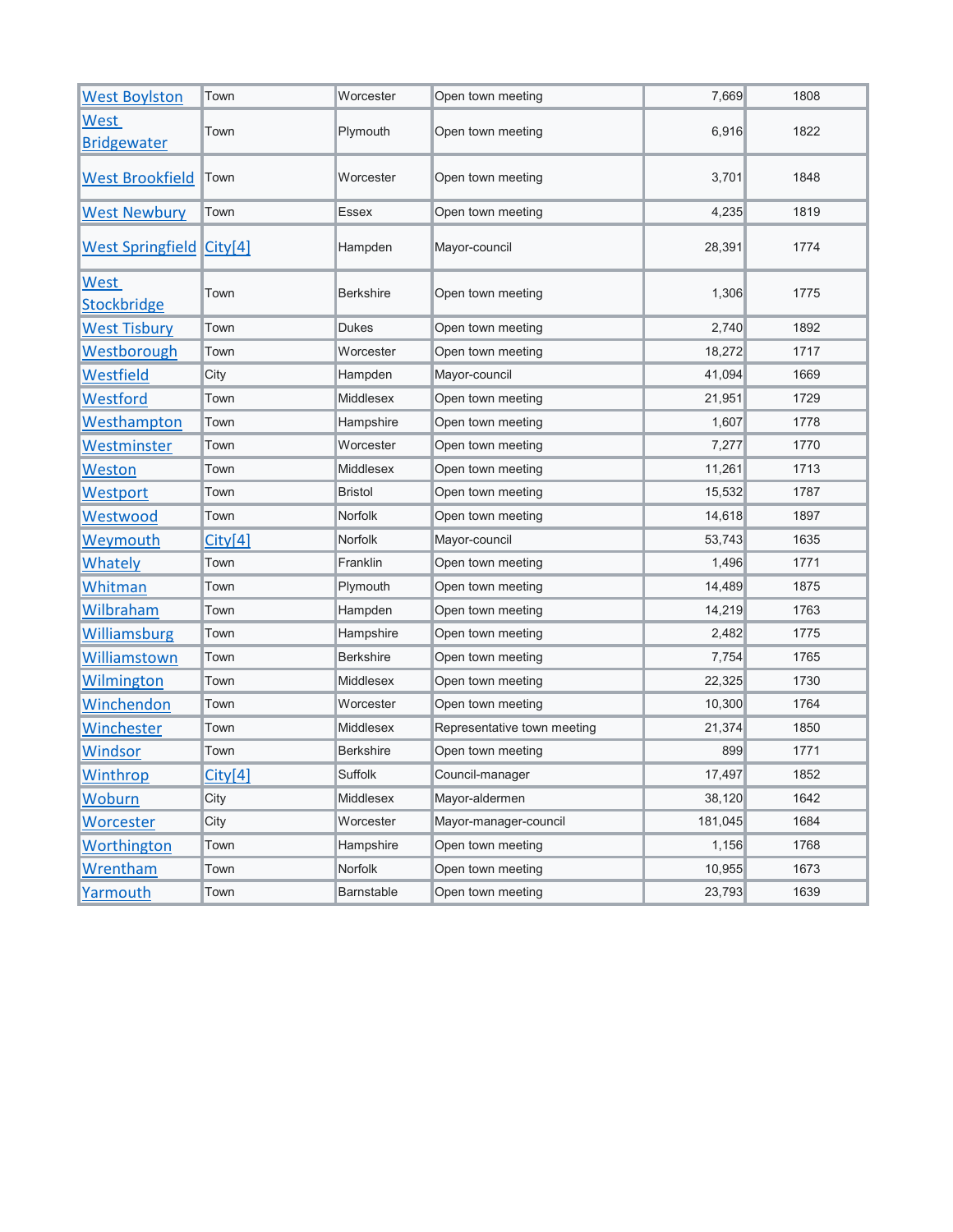| | | | | | |
|---|---|---|---|---|---|
| West Boylston | Town | Worcester | Open town meeting | 7,669 | 1808 |
| West Bridgewater | Town | Plymouth | Open town meeting | 6,916 | 1822 |
| West Brookfield | Town | Worcester | Open town meeting | 3,701 | 1848 |
| West Newbury | Town | Essex | Open town meeting | 4,235 | 1819 |
| West Springfield | City[4] | Hampden | Mayor-council | 28,391 | 1774 |
| West Stockbridge | Town | Berkshire | Open town meeting | 1,306 | 1775 |
| West Tisbury | Town | Dukes | Open town meeting | 2,740 | 1892 |
| Westborough | Town | Worcester | Open town meeting | 18,272 | 1717 |
| Westfield | City | Hampden | Mayor-council | 41,094 | 1669 |
| Westford | Town | Middlesex | Open town meeting | 21,951 | 1729 |
| Westhampton | Town | Hampshire | Open town meeting | 1,607 | 1778 |
| Westminster | Town | Worcester | Open town meeting | 7,277 | 1770 |
| Weston | Town | Middlesex | Open town meeting | 11,261 | 1713 |
| Westport | Town | Bristol | Open town meeting | 15,532 | 1787 |
| Westwood | Town | Norfolk | Open town meeting | 14,618 | 1897 |
| Weymouth | City[4] | Norfolk | Mayor-council | 53,743 | 1635 |
| Whately | Town | Franklin | Open town meeting | 1,496 | 1771 |
| Whitman | Town | Plymouth | Open town meeting | 14,489 | 1875 |
| Wilbraham | Town | Hampden | Open town meeting | 14,219 | 1763 |
| Williamsburg | Town | Hampshire | Open town meeting | 2,482 | 1775 |
| Williamstown | Town | Berkshire | Open town meeting | 7,754 | 1765 |
| Wilmington | Town | Middlesex | Open town meeting | 22,325 | 1730 |
| Winchendon | Town | Worcester | Open town meeting | 10,300 | 1764 |
| Winchester | Town | Middlesex | Representative town meeting | 21,374 | 1850 |
| Windsor | Town | Berkshire | Open town meeting | 899 | 1771 |
| Winthrop | City[4] | Suffolk | Council-manager | 17,497 | 1852 |
| Woburn | City | Middlesex | Mayor-aldermen | 38,120 | 1642 |
| Worcester | City | Worcester | Mayor-manager-council | 181,045 | 1684 |
| Worthington | Town | Hampshire | Open town meeting | 1,156 | 1768 |
| Wrentham | Town | Norfolk | Open town meeting | 10,955 | 1673 |
| Yarmouth | Town | Barnstable | Open town meeting | 23,793 | 1639 |